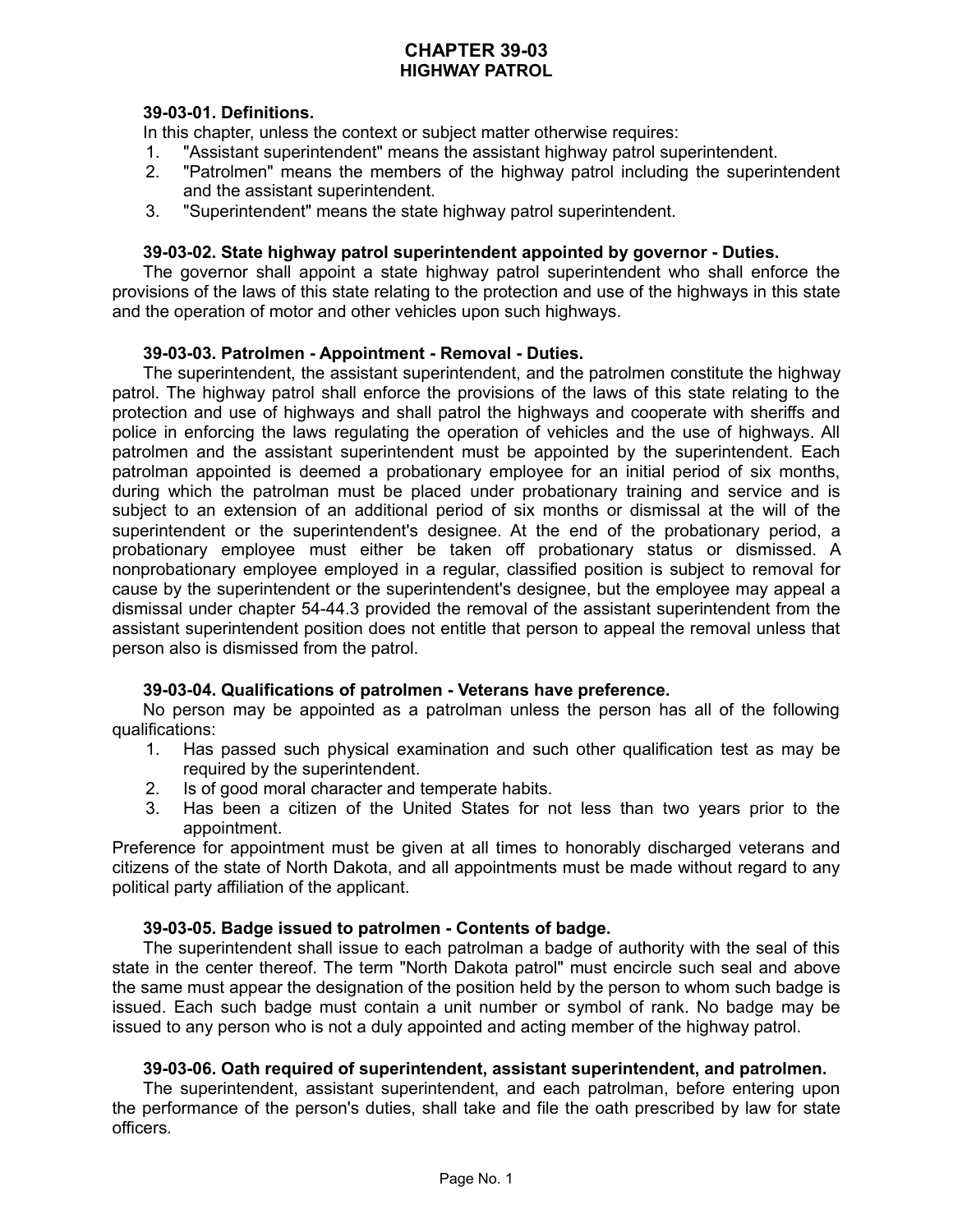# CHAPTER 39-03
## HIGHWAY PATROL

**39-03-01. Definitions.**

In this chapter, unless the context or subject matter otherwise requires:

1. "Assistant superintendent" means the assistant highway patrol superintendent.
2. "Patrolmen" means the members of the highway patrol including the superintendent and the assistant superintendent.
3. "Superintendent" means the state highway patrol superintendent.

**39-03-02. State highway patrol superintendent appointed by governor - Duties.**

The governor shall appoint a state highway patrol superintendent who shall enforce the provisions of the laws of this state relating to the protection and use of the highways in this state and the operation of motor and other vehicles upon such highways.

**39-03-03. Patrolmen - Appointment - Removal - Duties.**

The superintendent, the assistant superintendent, and the patrolmen constitute the highway patrol. The highway patrol shall enforce the provisions of the laws of this state relating to the protection and use of highways and shall patrol the highways and cooperate with sheriffs and police in enforcing the laws regulating the operation of vehicles and the use of highways. All patrolmen and the assistant superintendent must be appointed by the superintendent. Each patrolman appointed is deemed a probationary employee for an initial period of six months, during which the patrolman must be placed under probationary training and service and is subject to an extension of an additional period of six months or dismissal at the will of the superintendent or the superintendent's designee. At the end of the probationary period, a probationary employee must either be taken off probationary status or dismissed. A nonprobationary employee employed in a regular, classified position is subject to removal for cause by the superintendent or the superintendent's designee, but the employee may appeal a dismissal under chapter 54-44.3 provided the removal of the assistant superintendent from the assistant superintendent position does not entitle that person to appeal the removal unless that person also is dismissed from the patrol.

**39-03-04. Qualifications of patrolmen - Veterans have preference.**

No person may be appointed as a patrolman unless the person has all of the following qualifications:

1. Has passed such physical examination and such other qualification test as may be required by the superintendent.
2. Is of good moral character and temperate habits.
3. Has been a citizen of the United States for not less than two years prior to the appointment.

Preference for appointment must be given at all times to honorably discharged veterans and citizens of the state of North Dakota, and all appointments must be made without regard to any political party affiliation of the applicant.

**39-03-05. Badge issued to patrolmen - Contents of badge.**

The superintendent shall issue to each patrolman a badge of authority with the seal of this state in the center thereof. The term "North Dakota patrol" must encircle such seal and above the same must appear the designation of the position held by the person to whom such badge is issued. Each such badge must contain a unit number or symbol of rank. No badge may be issued to any person who is not a duly appointed and acting member of the highway patrol.

**39-03-06. Oath required of superintendent, assistant superintendent, and patrolmen.**

The superintendent, assistant superintendent, and each patrolman, before entering upon the performance of the person's duties, shall take and file the oath prescribed by law for state officers.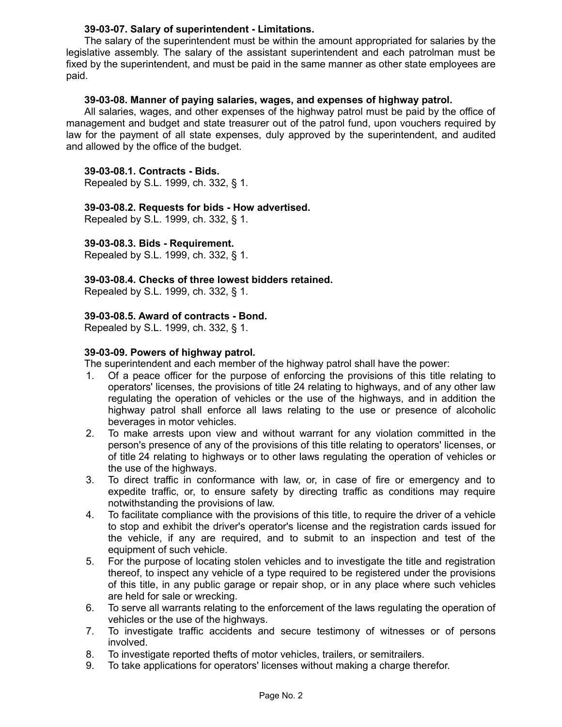**39-03-07. Salary of superintendent - Limitations.**

The salary of the superintendent must be within the amount appropriated for salaries by the legislative assembly. The salary of the assistant superintendent and each patrolman must be fixed by the superintendent, and must be paid in the same manner as other state employees are paid.

**39-03-08. Manner of paying salaries, wages, and expenses of highway patrol.**

All salaries, wages, and other expenses of the highway patrol must be paid by the office of management and budget and state treasurer out of the patrol fund, upon vouchers required by law for the payment of all state expenses, duly approved by the superintendent, and audited and allowed by the office of the budget.

**39-03-08.1. Contracts - Bids.**

Repealed by S.L. 1999, ch. 332, § 1.

**39-03-08.2. Requests for bids - How advertised.**

Repealed by S.L. 1999, ch. 332, § 1.

**39-03-08.3. Bids - Requirement.**

Repealed by S.L. 1999, ch. 332, § 1.

**39-03-08.4. Checks of three lowest bidders retained.**

Repealed by S.L. 1999, ch. 332, § 1.

**39-03-08.5. Award of contracts - Bond.**

Repealed by S.L. 1999, ch. 332, § 1.

**39-03-09. Powers of highway patrol.**

The superintendent and each member of the highway patrol shall have the power:

1. Of a peace officer for the purpose of enforcing the provisions of this title relating to operators' licenses, the provisions of title 24 relating to highways, and of any other law regulating the operation of vehicles or the use of the highways, and in addition the highway patrol shall enforce all laws relating to the use or presence of alcoholic beverages in motor vehicles.
2. To make arrests upon view and without warrant for any violation committed in the person's presence of any of the provisions of this title relating to operators' licenses, or of title 24 relating to highways or to other laws regulating the operation of vehicles or the use of the highways.
3. To direct traffic in conformance with law, or, in case of fire or emergency and to expedite traffic, or, to ensure safety by directing traffic as conditions may require notwithstanding the provisions of law.
4. To facilitate compliance with the provisions of this title, to require the driver of a vehicle to stop and exhibit the driver's operator's license and the registration cards issued for the vehicle, if any are required, and to submit to an inspection and test of the equipment of such vehicle.
5. For the purpose of locating stolen vehicles and to investigate the title and registration thereof, to inspect any vehicle of a type required to be registered under the provisions of this title, in any public garage or repair shop, or in any place where such vehicles are held for sale or wrecking.
6. To serve all warrants relating to the enforcement of the laws regulating the operation of vehicles or the use of the highways.
7. To investigate traffic accidents and secure testimony of witnesses or of persons involved.
8. To investigate reported thefts of motor vehicles, trailers, or semitrailers.
9. To take applications for operators' licenses without making a charge therefor.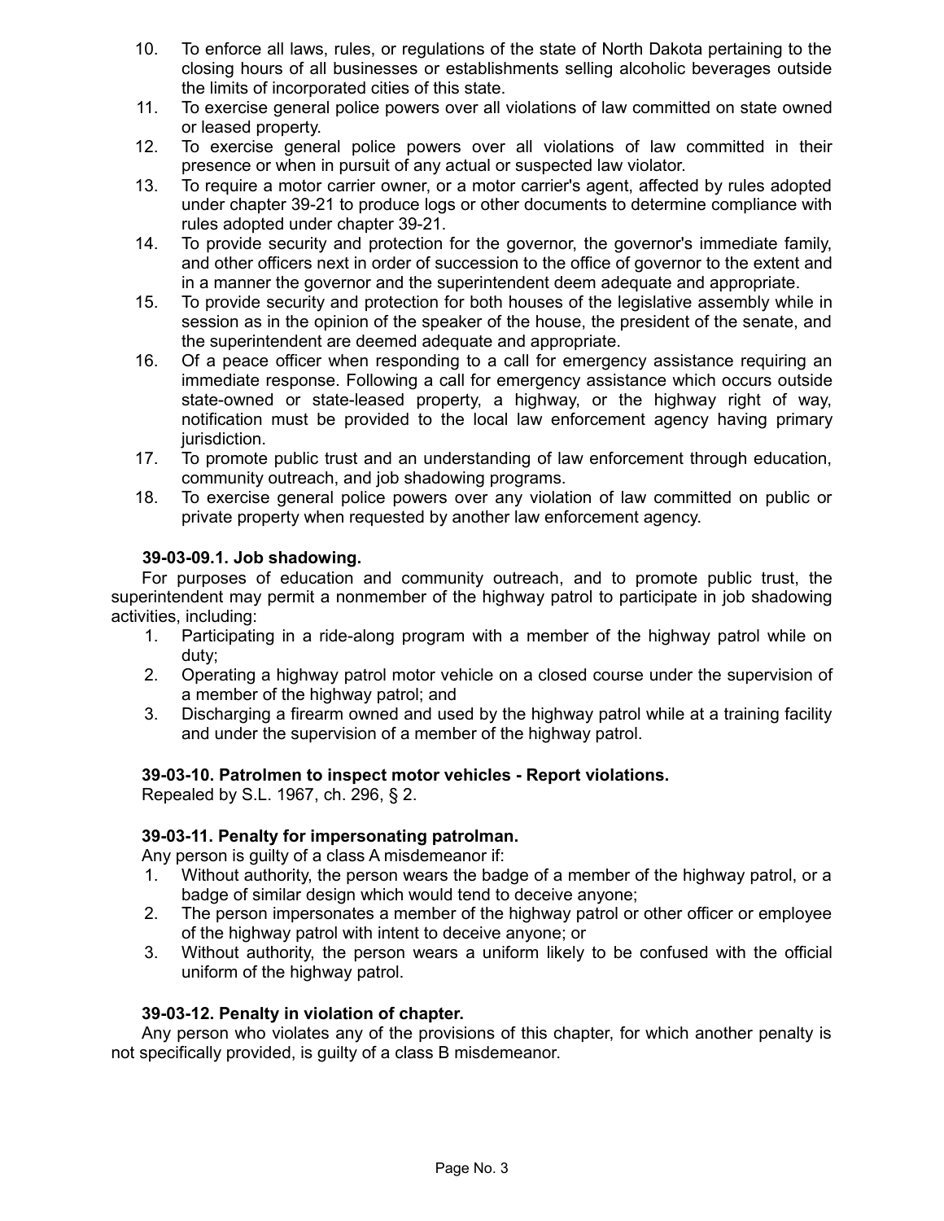10. To enforce all laws, rules, or regulations of the state of North Dakota pertaining to the closing hours of all businesses or establishments selling alcoholic beverages outside the limits of incorporated cities of this state.
11. To exercise general police powers over all violations of law committed on state owned or leased property.
12. To exercise general police powers over all violations of law committed in their presence or when in pursuit of any actual or suspected law violator.
13. To require a motor carrier owner, or a motor carrier's agent, affected by rules adopted under chapter 39-21 to produce logs or other documents to determine compliance with rules adopted under chapter 39-21.
14. To provide security and protection for the governor, the governor's immediate family, and other officers next in order of succession to the office of governor to the extent and in a manner the governor and the superintendent deem adequate and appropriate.
15. To provide security and protection for both houses of the legislative assembly while in session as in the opinion of the speaker of the house, the president of the senate, and the superintendent are deemed adequate and appropriate.
16. Of a peace officer when responding to a call for emergency assistance requiring an immediate response. Following a call for emergency assistance which occurs outside state-owned or state-leased property, a highway, or the highway right of way, notification must be provided to the local law enforcement agency having primary jurisdiction.
17. To promote public trust and an understanding of law enforcement through education, community outreach, and job shadowing programs.
18. To exercise general police powers over any violation of law committed on public or private property when requested by another law enforcement agency.

**39-03-09.1. Job shadowing.**

For purposes of education and community outreach, and to promote public trust, the superintendent may permit a nonmember of the highway patrol to participate in job shadowing activities, including:

1. Participating in a ride-along program with a member of the highway patrol while on duty;
2. Operating a highway patrol motor vehicle on a closed course under the supervision of a member of the highway patrol; and
3. Discharging a firearm owned and used by the highway patrol while at a training facility and under the supervision of a member of the highway patrol.

**39-03-10. Patrolmen to inspect motor vehicles - Report violations.**

Repealed by S.L. 1967, ch. 296, § 2.

**39-03-11. Penalty for impersonating patrolman.**

Any person is guilty of a class A misdemeanor if:

1. Without authority, the person wears the badge of a member of the highway patrol, or a badge of similar design which would tend to deceive anyone;
2. The person impersonates a member of the highway patrol or other officer or employee of the highway patrol with intent to deceive anyone; or
3. Without authority, the person wears a uniform likely to be confused with the official uniform of the highway patrol.

**39-03-12. Penalty in violation of chapter.**

Any person who violates any of the provisions of this chapter, for which another penalty is not specifically provided, is guilty of a class B misdemeanor.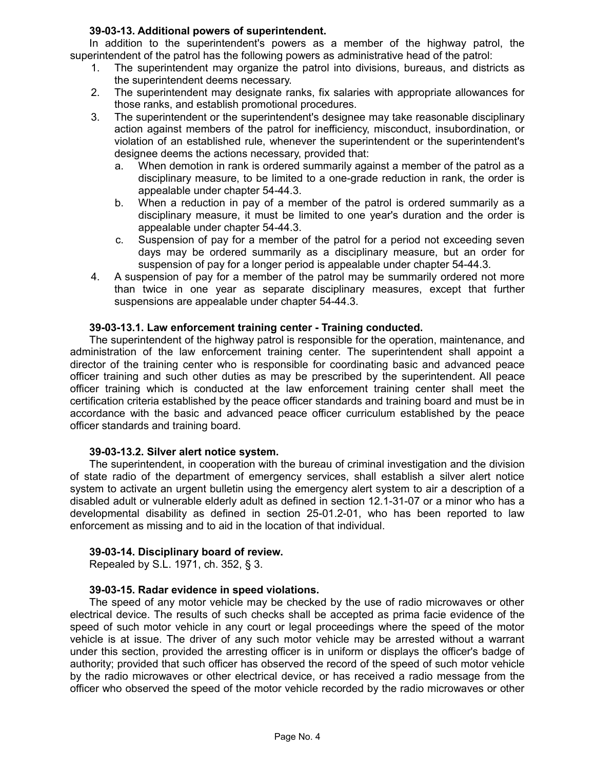**39-03-13. Additional powers of superintendent.**

In addition to the superintendent's powers as a member of the highway patrol, the superintendent of the patrol has the following powers as administrative head of the patrol:

1. The superintendent may organize the patrol into divisions, bureaus, and districts as the superintendent deems necessary.
2. The superintendent may designate ranks, fix salaries with appropriate allowances for those ranks, and establish promotional procedures.
3. The superintendent or the superintendent's designee may take reasonable disciplinary action against members of the patrol for inefficiency, misconduct, insubordination, or violation of an established rule, whenever the superintendent or the superintendent's designee deems the actions necessary, provided that:
   a. When demotion in rank is ordered summarily against a member of the patrol as a disciplinary measure, to be limited to a one-grade reduction in rank, the order is appealable under chapter 54-44.3.
   b. When a reduction in pay of a member of the patrol is ordered summarily as a disciplinary measure, it must be limited to one year's duration and the order is appealable under chapter 54-44.3.
   c. Suspension of pay for a member of the patrol for a period not exceeding seven days may be ordered summarily as a disciplinary measure, but an order for suspension of pay for a longer period is appealable under chapter 54-44.3.
4. A suspension of pay for a member of the patrol may be summarily ordered not more than twice in one year as separate disciplinary measures, except that further suspensions are appealable under chapter 54-44.3.

**39-03-13.1. Law enforcement training center - Training conducted.**

The superintendent of the highway patrol is responsible for the operation, maintenance, and administration of the law enforcement training center. The superintendent shall appoint a director of the training center who is responsible for coordinating basic and advanced peace officer training and such other duties as may be prescribed by the superintendent. All peace officer training which is conducted at the law enforcement training center shall meet the certification criteria established by the peace officer standards and training board and must be in accordance with the basic and advanced peace officer curriculum established by the peace officer standards and training board.

**39-03-13.2. Silver alert notice system.**

The superintendent, in cooperation with the bureau of criminal investigation and the division of state radio of the department of emergency services, shall establish a silver alert notice system to activate an urgent bulletin using the emergency alert system to air a description of a disabled adult or vulnerable elderly adult as defined in section 12.1-31-07 or a minor who has a developmental disability as defined in section 25-01.2-01, who has been reported to law enforcement as missing and to aid in the location of that individual.

**39-03-14. Disciplinary board of review.**

Repealed by S.L. 1971, ch. 352, § 3.

**39-03-15. Radar evidence in speed violations.**

The speed of any motor vehicle may be checked by the use of radio microwaves or other electrical device. The results of such checks shall be accepted as prima facie evidence of the speed of such motor vehicle in any court or legal proceedings where the speed of the motor vehicle is at issue. The driver of any such motor vehicle may be arrested without a warrant under this section, provided the arresting officer is in uniform or displays the officer's badge of authority; provided that such officer has observed the record of the speed of such motor vehicle by the radio microwaves or other electrical device, or has received a radio message from the officer who observed the speed of the motor vehicle recorded by the radio microwaves or other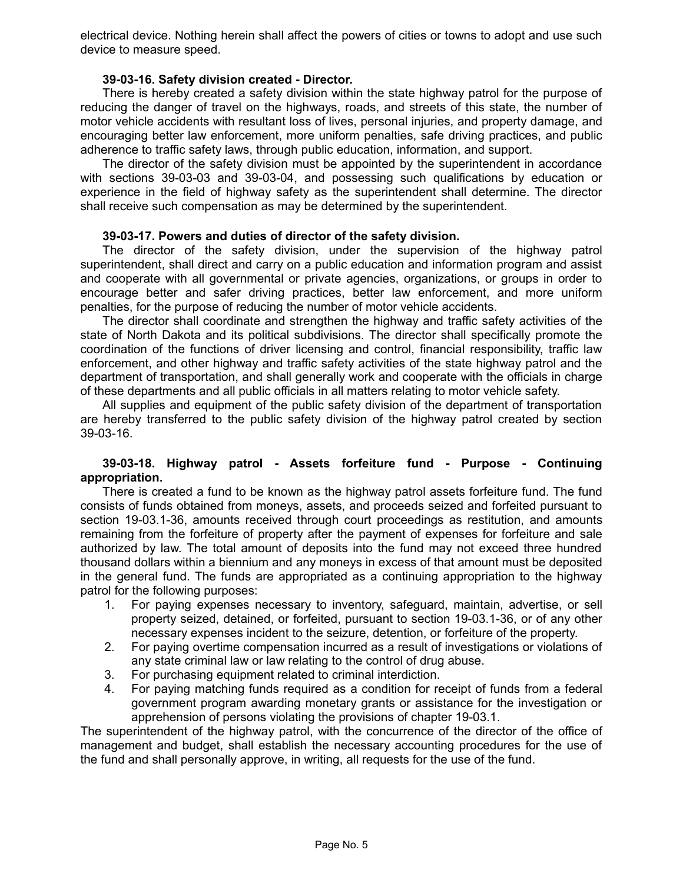electrical device. Nothing herein shall affect the powers of cities or towns to adopt and use such device to measure speed.

**39-03-16. Safety division created - Director.**

There is hereby created a safety division within the state highway patrol for the purpose of reducing the danger of travel on the highways, roads, and streets of this state, the number of motor vehicle accidents with resultant loss of lives, personal injuries, and property damage, and encouraging better law enforcement, more uniform penalties, safe driving practices, and public adherence to traffic safety laws, through public education, information, and support.

The director of the safety division must be appointed by the superintendent in accordance with sections 39-03-03 and 39-03-04, and possessing such qualifications by education or experience in the field of highway safety as the superintendent shall determine. The director shall receive such compensation as may be determined by the superintendent.

**39-03-17. Powers and duties of director of the safety division.**

The director of the safety division, under the supervision of the highway patrol superintendent, shall direct and carry on a public education and information program and assist and cooperate with all governmental or private agencies, organizations, or groups in order to encourage better and safer driving practices, better law enforcement, and more uniform penalties, for the purpose of reducing the number of motor vehicle accidents.

The director shall coordinate and strengthen the highway and traffic safety activities of the state of North Dakota and its political subdivisions. The director shall specifically promote the coordination of the functions of driver licensing and control, financial responsibility, traffic law enforcement, and other highway and traffic safety activities of the state highway patrol and the department of transportation, and shall generally work and cooperate with the officials in charge of these departments and all public officials in all matters relating to motor vehicle safety.

All supplies and equipment of the public safety division of the department of transportation are hereby transferred to the public safety division of the highway patrol created by section 39-03-16.

**39-03-18. Highway patrol - Assets forfeiture fund - Purpose - Continuing appropriation.**

There is created a fund to be known as the highway patrol assets forfeiture fund. The fund consists of funds obtained from moneys, assets, and proceeds seized and forfeited pursuant to section 19-03.1-36, amounts received through court proceedings as restitution, and amounts remaining from the forfeiture of property after the payment of expenses for forfeiture and sale authorized by law. The total amount of deposits into the fund may not exceed three hundred thousand dollars within a biennium and any moneys in excess of that amount must be deposited in the general fund. The funds are appropriated as a continuing appropriation to the highway patrol for the following purposes:

1. For paying expenses necessary to inventory, safeguard, maintain, advertise, or sell property seized, detained, or forfeited, pursuant to section 19-03.1-36, or of any other necessary expenses incident to the seizure, detention, or forfeiture of the property.
2. For paying overtime compensation incurred as a result of investigations or violations of any state criminal law or law relating to the control of drug abuse.
3. For purchasing equipment related to criminal interdiction.
4. For paying matching funds required as a condition for receipt of funds from a federal government program awarding monetary grants or assistance for the investigation or apprehension of persons violating the provisions of chapter 19-03.1.

The superintendent of the highway patrol, with the concurrence of the director of the office of management and budget, shall establish the necessary accounting procedures for the use of the fund and shall personally approve, in writing, all requests for the use of the fund.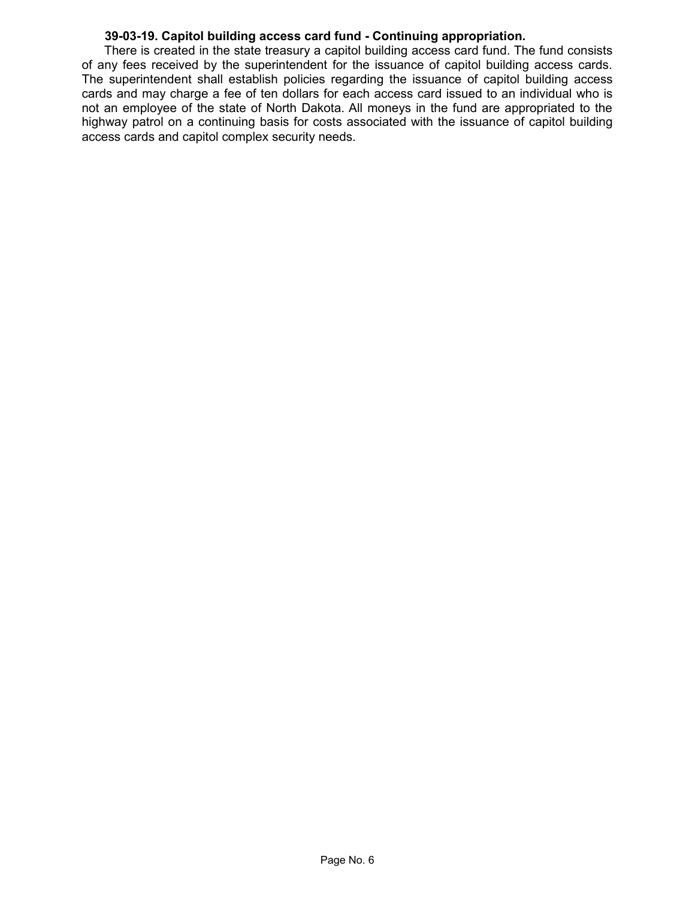**39-03-19. Capitol building access card fund - Continuing appropriation.**

There is created in the state treasury a capitol building access card fund. The fund consists of any fees received by the superintendent for the issuance of capitol building access cards. The superintendent shall establish policies regarding the issuance of capitol building access cards and may charge a fee of ten dollars for each access card issued to an individual who is not an employee of the state of North Dakota. All moneys in the fund are appropriated to the highway patrol on a continuing basis for costs associated with the issuance of capitol building access cards and capitol complex security needs.